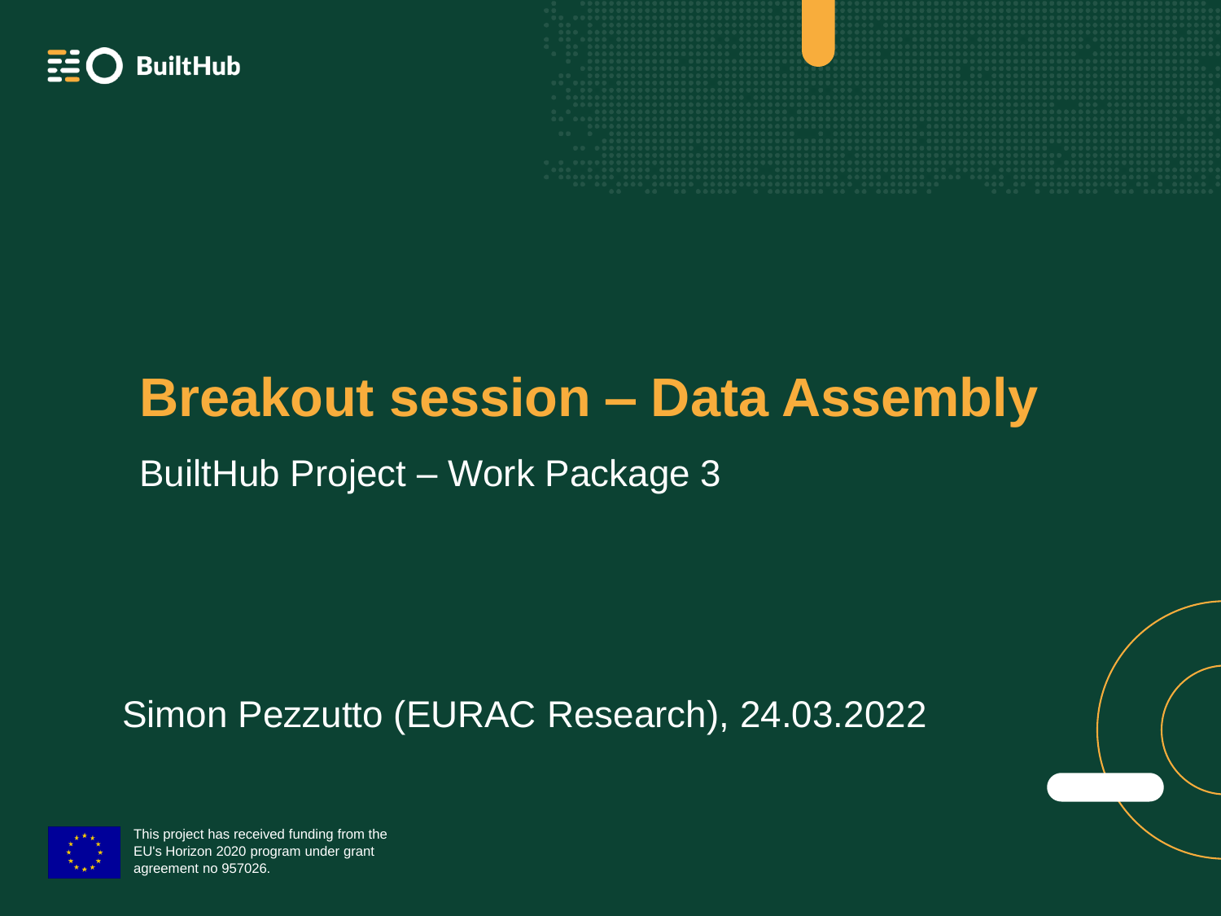BuiltHub

# Breakout session – Data Assembly

BuiltHub Project – Work Package 3

Simon Pezzutto (EURAC Research), 24.03.2022

This project has received funding from the EU's Horizon 2020 program under grant agreement no 957026.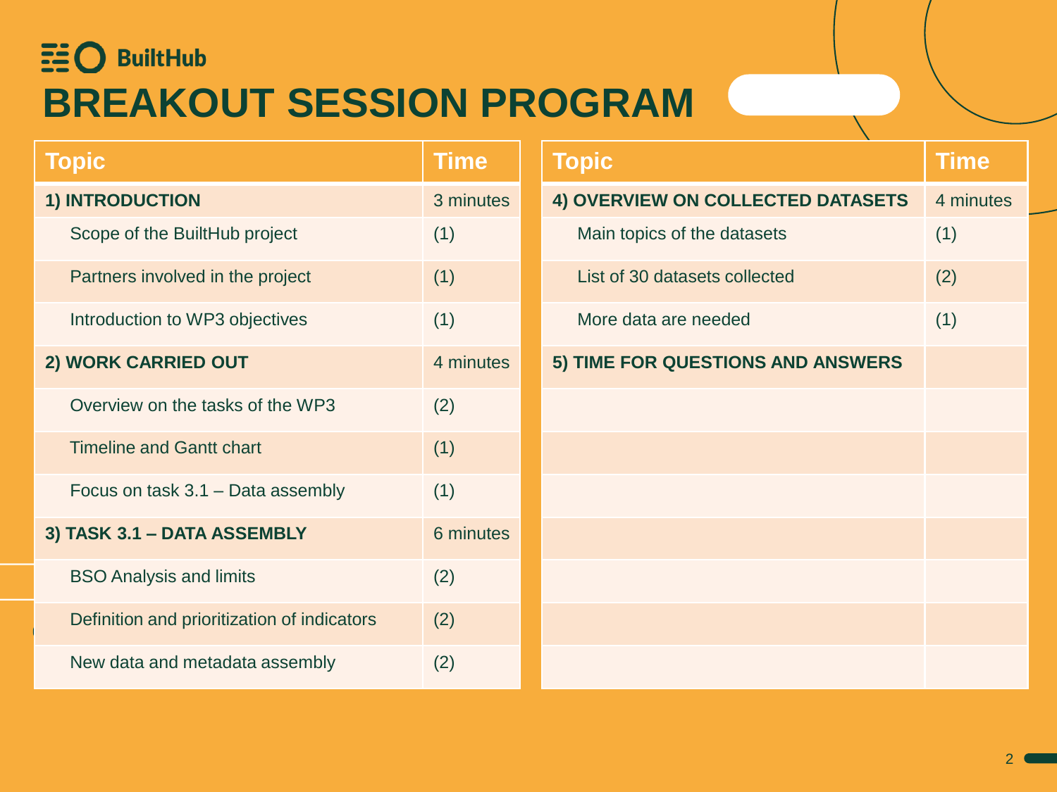BuiltHub

# BREAKOUT SESSION PROGRAM

| Topic | Time |
|---|---|
| **1) INTRODUCTION** | 3 minutes |
| Scope of the BuiltHub project | (1) |
| Partners involved in the project | (1) |
| Introduction to WP3 objectives | (1) |
| **2) WORK CARRIED OUT** | 4 minutes |
| Overview on the tasks of the WP3 | (2) |
| Timeline and Gantt chart | (1) |
| Focus on task 3.1 – Data assembly | (1) |
| **3) TASK 3.1 – DATA ASSEMBLY** | 6 minutes |
| BSO Analysis and limits | (2) |
| Definition and prioritization of indicators | (2) |
| New data and metadata assembly | (2) |

| Topic | Time |
|---|---|
| **4) OVERVIEW ON COLLECTED DATASETS** | 4 minutes |
| Main topics of the datasets | (1) |
| List of 30 datasets collected | (2) |
| More data are needed | (1) |
| **5) TIME FOR QUESTIONS AND ANSWERS** | |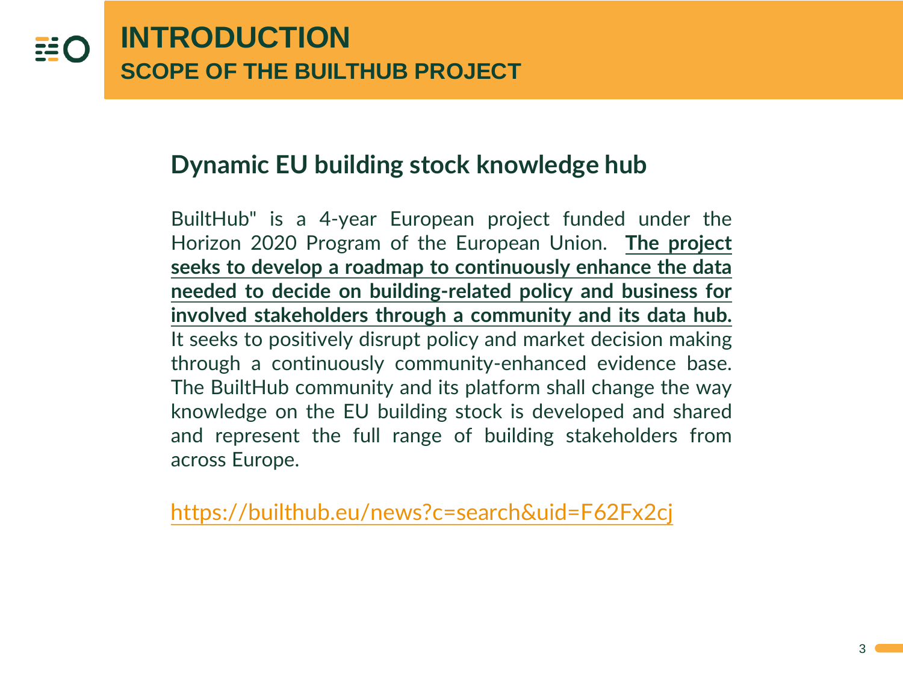# INTRODUCTION

## SCOPE OF THE BUILTHUB PROJECT

### Dynamic EU building stock knowledge hub

BuiltHub" is a 4-year European project funded under the Horizon 2020 Program of the European Union. **The project seeks to develop a roadmap to continuously enhance the data needed to decide on building-related policy and business for involved stakeholders through a community and its data hub.** It seeks to positively disrupt policy and market decision making through a continuously community-enhanced evidence base. The BuiltHub community and its platform shall change the way knowledge on the EU building stock is developed and shared and represent the full range of building stakeholders from across Europe.

https://builthub.eu/news?c=search&uid=F62Fx2cj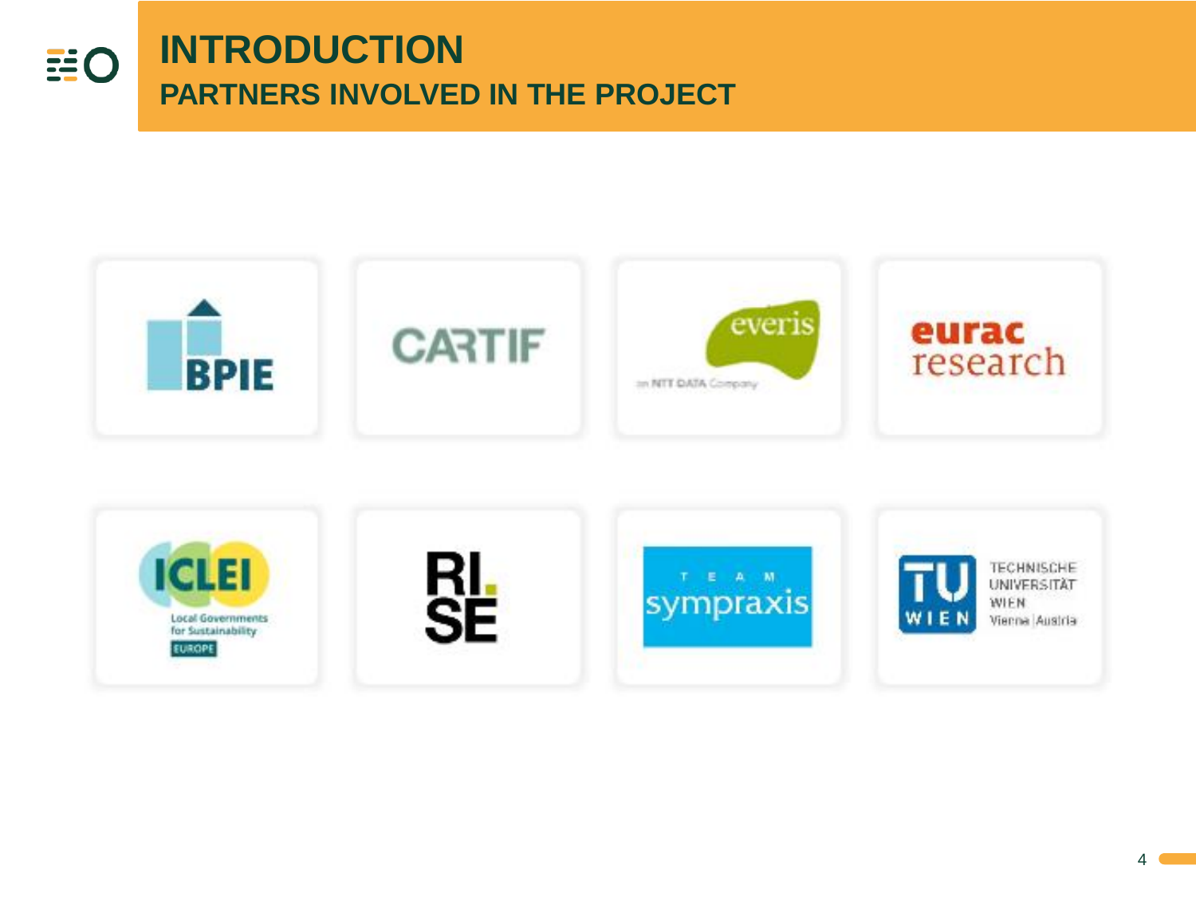# INTRODUCTION

## PARTNERS INVOLVED IN THE PROJECT

BPIE

CARTIF

everis
an NTT DATA Company

eurac research

ICLEI
Local Governments for Sustainability
EUROPE

RI. SE

TEAM sympraxis

TU WIEN
TECHNISCHE UNIVERSITÄT WIEN
Vienna | Austria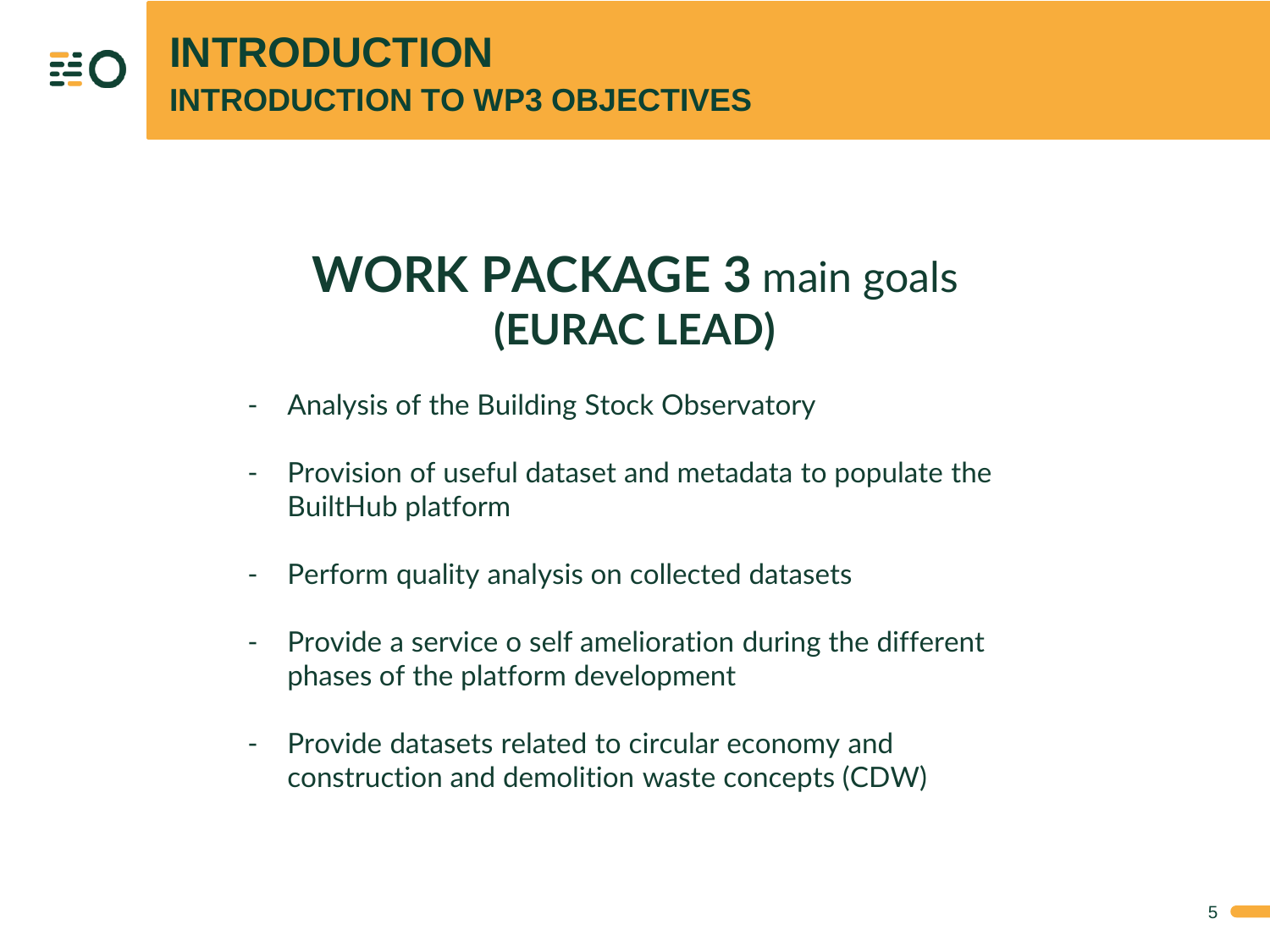# INTRODUCTION

## INTRODUCTION TO WP3 OBJECTIVES

### **WORK PACKAGE 3** main goals **(EURAC LEAD)**

- Analysis of the Building Stock Observatory
- Provision of useful dataset and metadata to populate the BuiltHub platform
- Perform quality analysis on collected datasets
- Provide a service o self amelioration during the different phases of the platform development
- Provide datasets related to circular economy and construction and demolition waste concepts (CDW)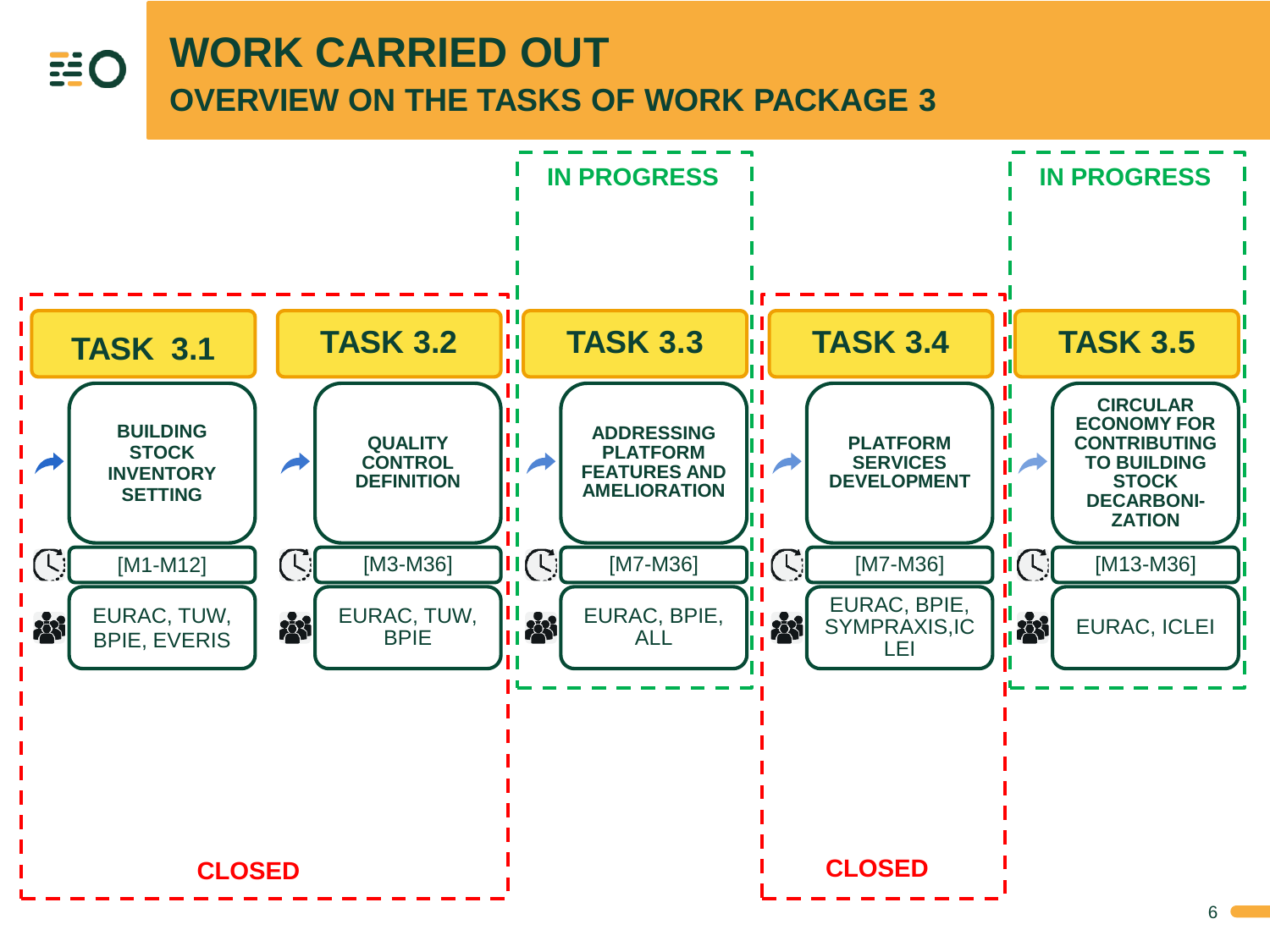# WORK CARRIED OUT

## OVERVIEW ON THE TASKS OF WORK PACKAGE 3

| Task | Title | Duration | Partners | Status |
|---|---|---|---|---|
| TASK 3.1 | BUILDING STOCK INVENTORY SETTING | [M1-M12] | EURAC, TUW, BPIE, EVERIS | CLOSED |
| TASK 3.2 | QUALITY CONTROL DEFINITION | [M3-M36] | EURAC, TUW, BPIE | CLOSED |
| TASK 3.3 | ADDRESSING PLATFORM FEATURES AND AMELIORATION | [M7-M36] | EURAC, BPIE, ALL | IN PROGRESS |
| TASK 3.4 | PLATFORM SERVICES DEVELOPMENT | [M7-M36] | EURAC, BPIE, SYMPRAXIS,ICLEI | CLOSED |
| TASK 3.5 | CIRCULAR ECONOMY FOR CONTRIBUTING TO BUILDING STOCK DECARBONI-ZATION | [M13-M36] | EURAC, ICLEI | IN PROGRESS |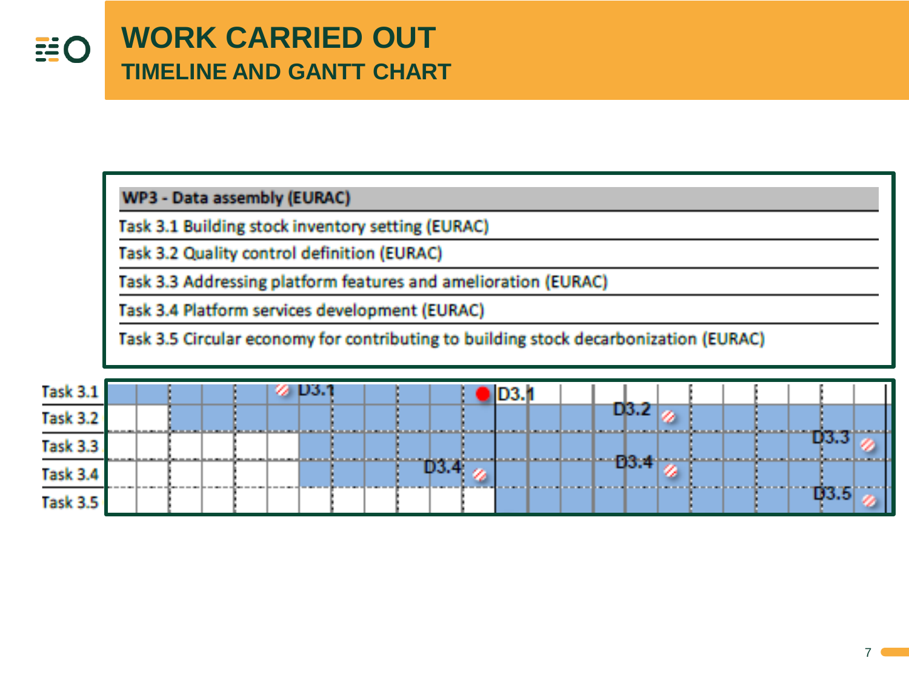# WORK CARRIED OUT

## TIMELINE AND GANTT CHART

| WP3 - Data assembly (EURAC) |
|---|
| Task 3.1 Building stock inventory setting (EURAC) |
| Task 3.2 Quality control definition (EURAC) |
| Task 3.3 Addressing platform features and amelioration (EURAC) |
| Task 3.4 Platform services development (EURAC) |
| Task 3.5 Circular economy for contributing to building stock decarbonization (EURAC) |

Task 3.1 — D3.1, D3.1

Task 3.2 — D3.2

Task 3.3 — D3.3

Task 3.4 — D3.4, D3.4

Task 3.5 — D3.5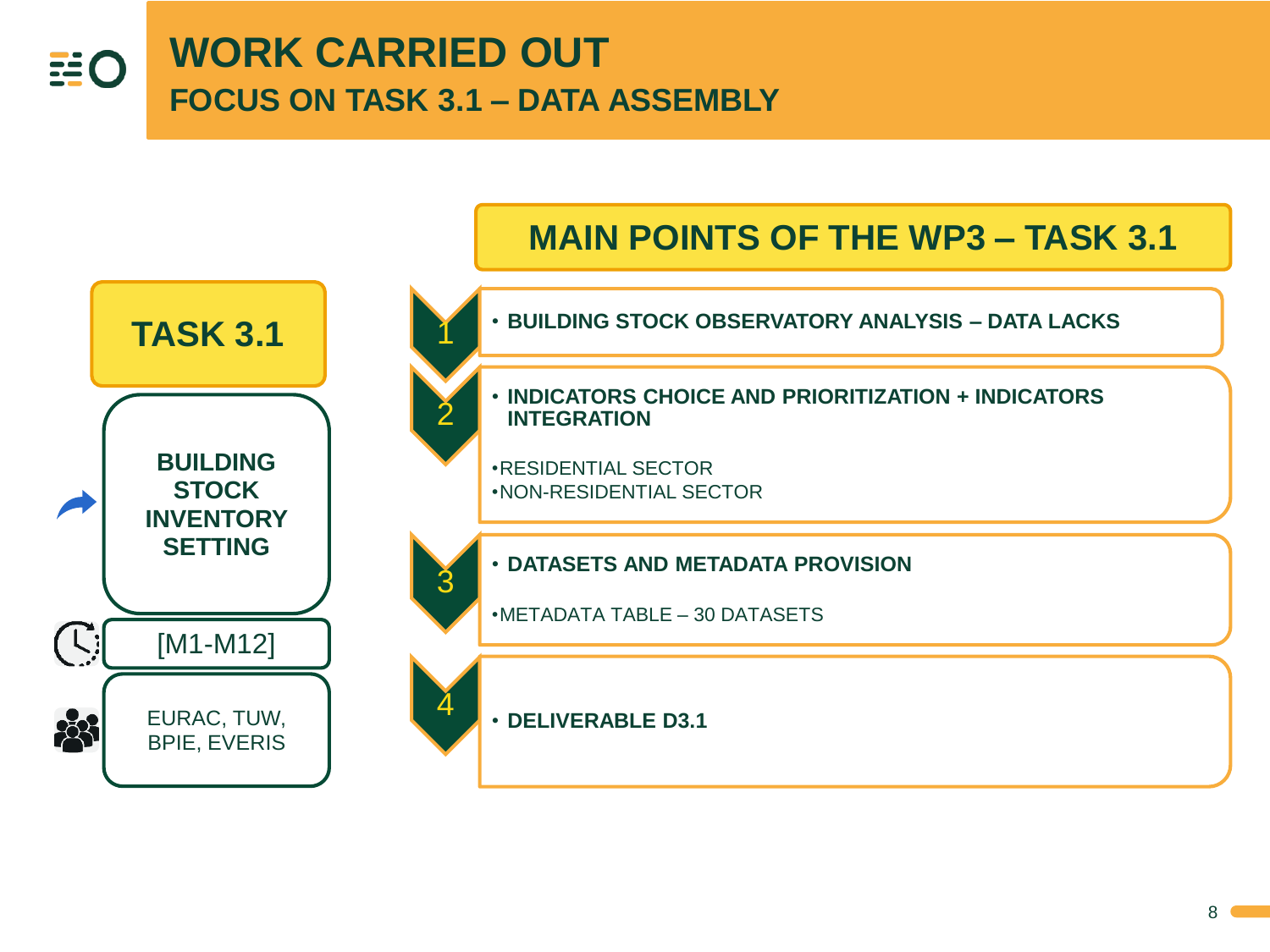# WORK CARRIED OUT

## FOCUS ON TASK 3.1 – DATA ASSEMBLY

### TASK 3.1

**BUILDING STOCK INVENTORY SETTING**

[M1-M12]

EURAC, TUW, BPIE, EVERIS

### MAIN POINTS OF THE WP3 – TASK 3.1

1. **BUILDING STOCK OBSERVATORY ANALYSIS – DATA LACKS**

2. **INDICATORS CHOICE AND PRIORITIZATION + INDICATORS INTEGRATION**
   - RESIDENTIAL SECTOR
   - NON-RESIDENTIAL SECTOR

3. **DATASETS AND METADATA PROVISION**
   - METADATA TABLE – 30 DATASETS

4. **DELIVERABLE D3.1**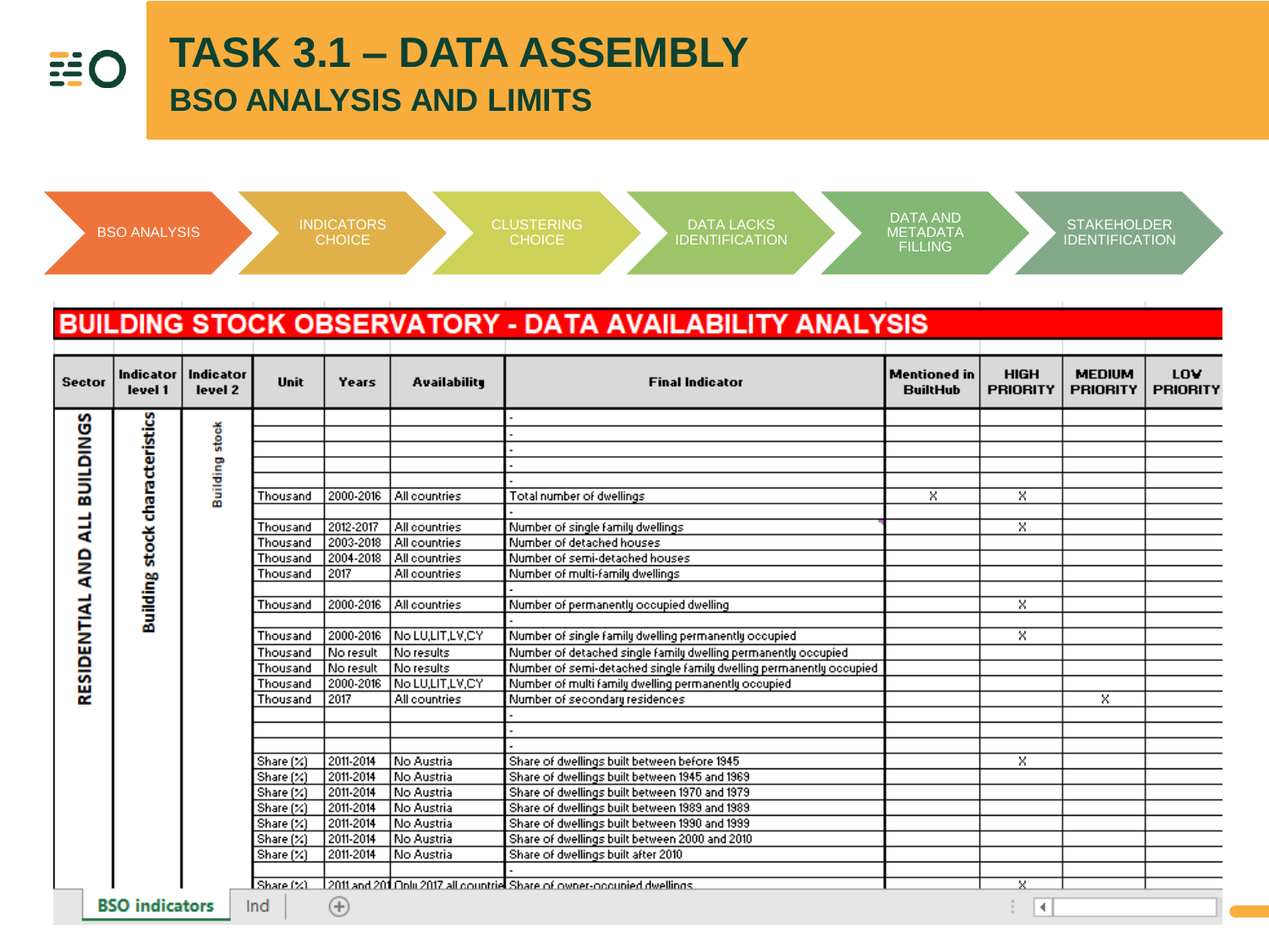# TASK 3.1 – DATA ASSEMBLY

## BSO ANALYSIS AND LIMITS

BSO ANALYSIS → INDICATORS CHOICE → CLUSTERING CHOICE → DATA LACKS IDENTIFICATION → DATA AND METADATA FILLING → STAKEHOLDER IDENTIFICATION

### BUILDING STOCK OBSERVATORY - DATA AVAILABILITY ANALYSIS

| Sector | Indicator level 1 | Indicator level 2 | Unit | Years | Availability | Final Indicator | Mentioned in BuiltHub | HIGH PRIORITY | MEDIUM PRIORITY | LOW PRIORITY |
|---|---|---|---|---|---|---|---|---|---|---|
| RESIDENTIAL AND ALL BUILDINGS | Building stock characteristics | Building stock | | | | - | | | | |
| | | | | | | - | | | | |
| | | | | | | - | | | | |
| | | | | | | - | | | | |
| | | | | | | - | | | | |
| | | | Thousand | 2000-2016 | All countries | Total number of dwellings | X | X | | |
| | | | | | | - | | | | |
| | | | Thousand | 2012-2017 | All countries | Number of single family dwellings | | X | | |
| | | | Thousand | 2003-2018 | All countries | Number of detached houses | | | | |
| | | | Thousand | 2004-2018 | All countries | Number of semi-detached houses | | | | |
| | | | Thousand | 2017 | All countries | Number of multi-family dwellings | | | | |
| | | | | | | - | | | | |
| | | | Thousand | 2000-2016 | All countries | Number of permanently occupied dwelling | | X | | |
| | | | | | | - | | | | |
| | | | Thousand | 2000-2016 | No LU,LIT,LV,CY | Number of single family dwelling permanently occupied | | X | | |
| | | | Thousand | No result | No results | Number of detached single family dwelling permanently occupied | | | | |
| | | | Thousand | No result | No results | Number of semi-detached single family dwelling permanently occupied | | | | |
| | | | Thousand | 2000-2016 | No LU,LIT,LV,CY | Number of multi family dwelling permanently occupied | | | | |
| | | | Thousand | 2017 | All countries | Number of secondary residences | | | X | |
| | | | | | | - | | | | |
| | | | | | | - | | | | |
| | | | | | | - | | | | |
| | | | Share (%) | 2011-2014 | No Austria | Share of dwellings built between before 1945 | | X | | |
| | | | Share (%) | 2011-2014 | No Austria | Share of dwellings built between 1945 and 1969 | | | | |
| | | | Share (%) | 2011-2014 | No Austria | Share of dwellings built between 1970 and 1979 | | | | |
| | | | Share (%) | 2011-2014 | No Austria | Share of dwellings built between 1980 and 1989 | | | | |
| | | | Share (%) | 2011-2014 | No Austria | Share of dwellings built between 1990 and 1999 | | | | |
| | | | Share (%) | 2011-2014 | No Austria | Share of dwellings built between 2000 and 2010 | | | | |
| | | | Share (%) | 2011-2014 | No Austria | Share of dwellings built after 2010 | | | | |
| | | | | | | | | | | |
| | | | Share (%) | 2011 and 201 | Only 2017 all countrie | Share of owner-occupied dwellings | | X | | |

BSO indicators | Ind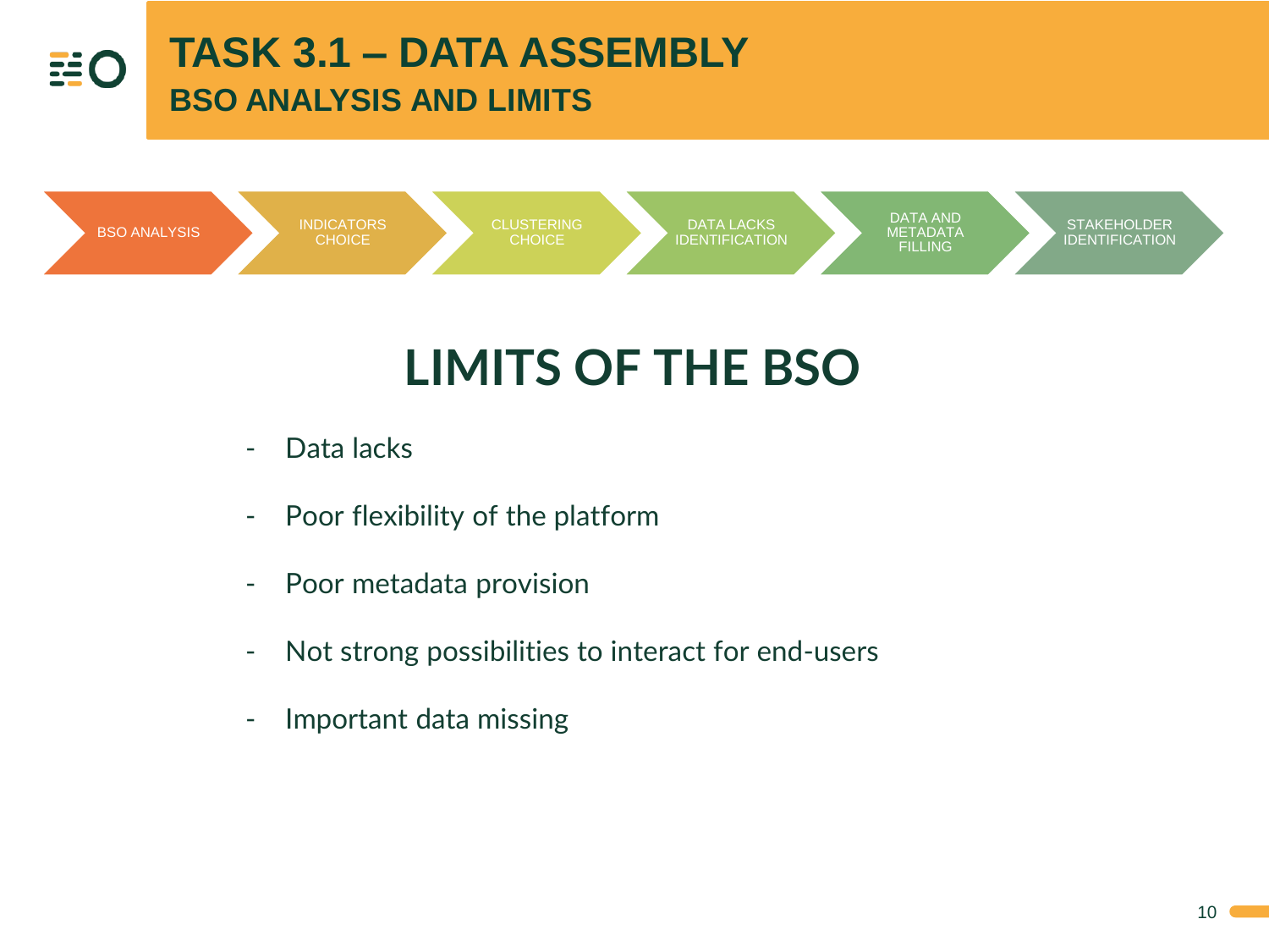# TASK 3.1 – DATA ASSEMBLY

## BSO ANALYSIS AND LIMITS

BSO ANALYSIS → INDICATORS CHOICE → CLUSTERING CHOICE → DATA LACKS IDENTIFICATION → DATA AND METADATA FILLING → STAKEHOLDER IDENTIFICATION

## LIMITS OF THE BSO

- Data lacks
- Poor flexibility of the platform
- Poor metadata provision
- Not strong possibilities to interact for end-users
- Important data missing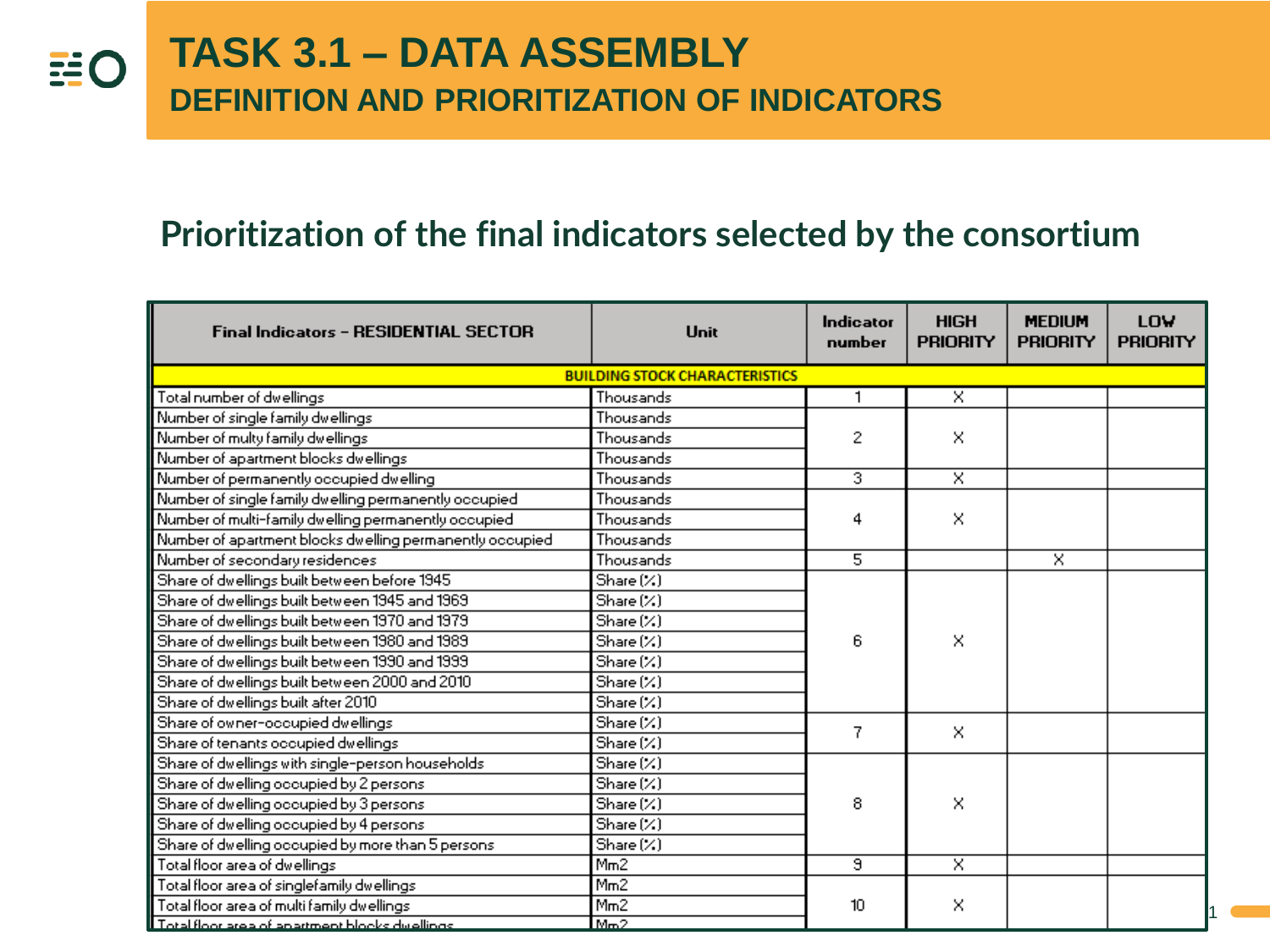# TASK 3.1 – DATA ASSEMBLY

## DEFINITION AND PRIORITIZATION OF INDICATORS

## Prioritization of the final indicators selected by the consortium

| Final Indicators – RESIDENTIAL SECTOR | Unit | Indicator number | HIGH PRIORITY | MEDIUM PRIORITY | LOW PRIORITY |
|---|---|---|---|---|---|
| **BUILDING STOCK CHARACTERISTICS** | | | | | |
| Total number of dwellings | Thousands | 1 | X | | |
| Number of single family dwellings | Thousands | 2 | X | | |
| Number of multy family dwellings | Thousands | | | | |
| Number of apartment blocks dwellings | Thousands | | | | |
| Number of permanently occupied dwelling | Thousands | 3 | X | | |
| Number of single family dwelling permanently occupied | Thousands | 4 | X | | |
| Number of multi-family dwelling permanently occupied | Thousands | | | | |
| Number of apartment blocks dwelling permanently occupied | Thousands | | | | |
| Number of secondary residences | Thousands | 5 | | X | |
| Share of dwellings built between before 1945 | Share (%) | 6 | X | | |
| Share of dwellings built between 1945 and 1969 | Share (%) | | | | |
| Share of dwellings built between 1970 and 1979 | Share (%) | | | | |
| Share of dwellings built between 1980 and 1989 | Share (%) | | | | |
| Share of dwellings built between 1990 and 1999 | Share (%) | | | | |
| Share of dwellings built between 2000 and 2010 | Share (%) | | | | |
| Share of dwellings built after 2010 | Share (%) | | | | |
| Share of owner-occupied dwellings | Share (%) | 7 | X | | |
| Share of tenants occupied dwellings | Share (%) | | | | |
| Share of dwellings with single-person households | Share (%) | 8 | X | | |
| Share of dwelling occupied by 2 persons | Share (%) | | | | |
| Share of dwelling occupied by 3 persons | Share (%) | | | | |
| Share of dwelling occupied by 4 persons | Share (%) | | | | |
| Share of dwelling occupied by more than 5 persons | Share (%) | | | | |
| Total floor area of dwellings | Mm2 | 9 | X | | |
| Total floor area of singlefamily dwellings | Mm2 | 10 | X | | |
| Total floor area of multi family dwellings | Mm2 | | | | |
| Total floor area of apartment blocks dwellings | Mm2 | | | | |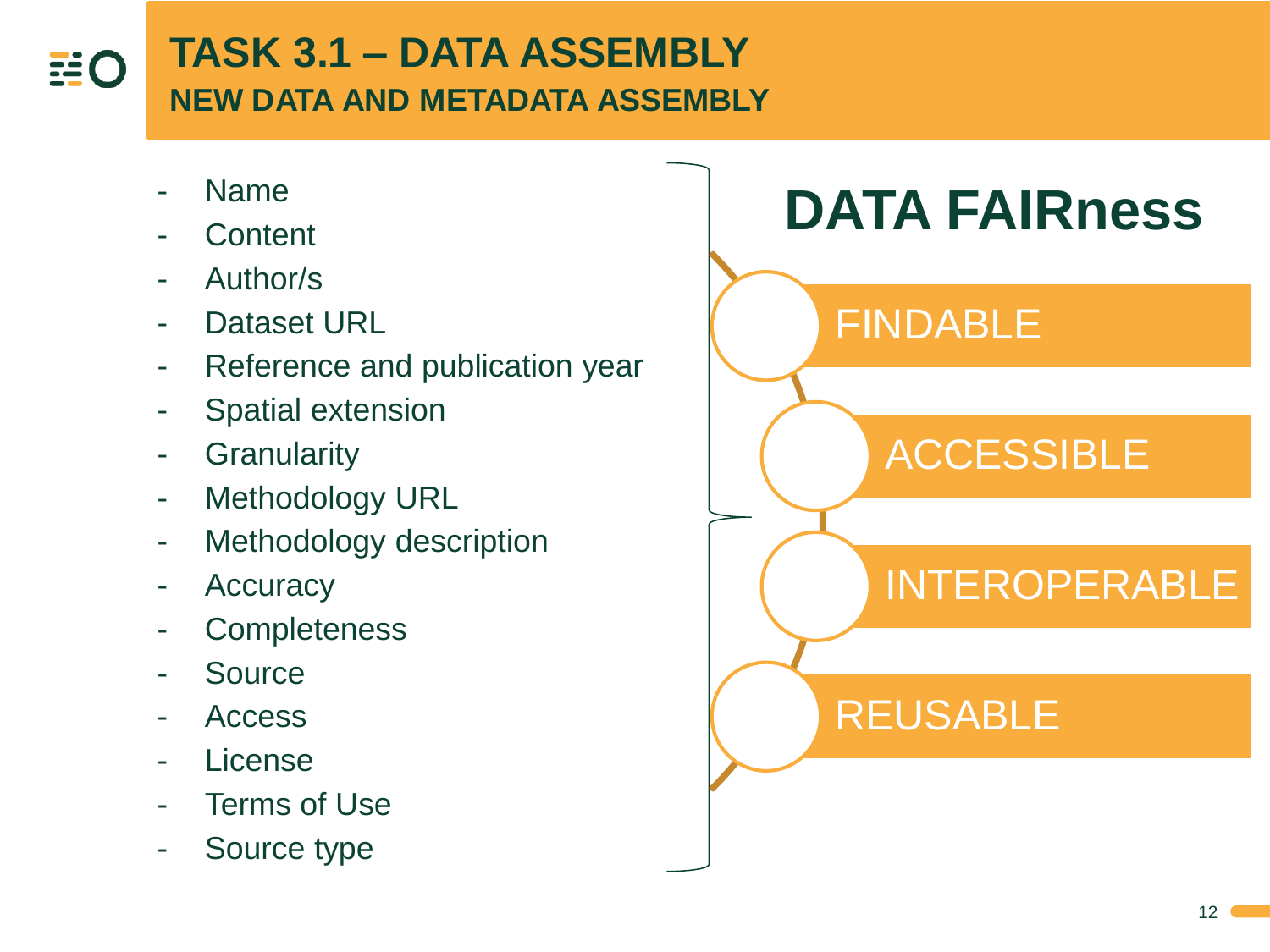# TASK 3.1 – DATA ASSEMBLY

## NEW DATA AND METADATA ASSEMBLY

- Name
- Content
- Author/s
- Dataset URL
- Reference and publication year
- Spatial extension
- Granularity
- Methodology URL
- Methodology description
- Accuracy
- Completeness
- Source
- Access
- License
- Terms of Use
- Source type

## DATA FAIRness

- FINDABLE
- ACCESSIBLE
- INTEROPERABLE
- REUSABLE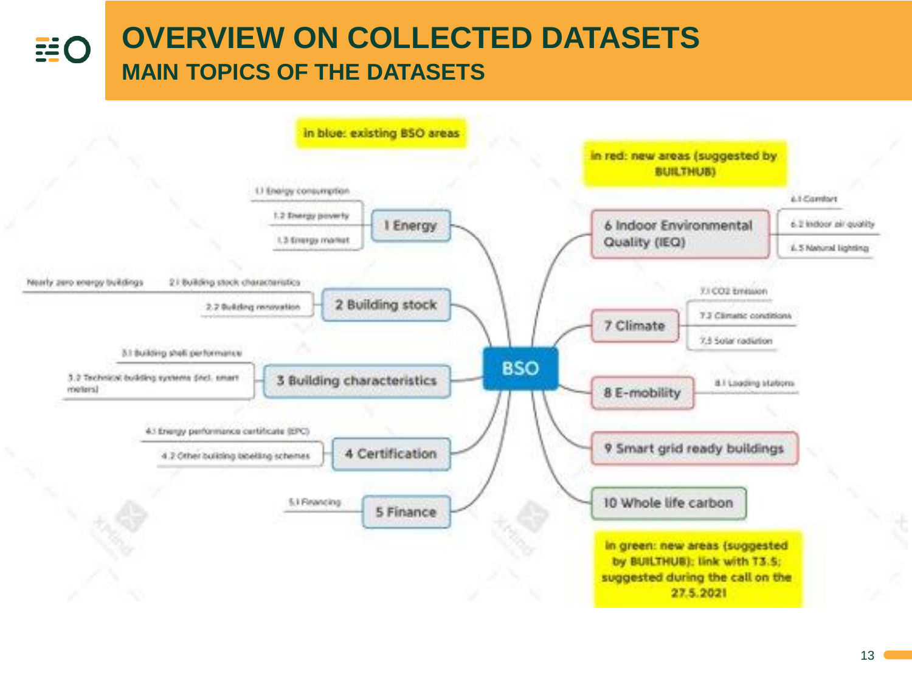# OVERVIEW ON COLLECTED DATASETS

## MAIN TOPICS OF THE DATASETS

in blue: existing BSO areas

in red: new areas (suggested by BUILTHUB)

in green: new areas (suggested by BUILTHUB): link with T3.5; suggested during the call on the 27.5.2021

**BSO**

- **1 Energy**
  - 1.1 Energy consumption
  - 1.2 Energy poverty
  - 1.3 Energy market
- **2 Building stock**
  - 2.1 Building stock characteristics
    - Nearly zero energy buildings
  - 2.2 Building renovation
- **3 Building characteristics**
  - 3.1 Building shell performance
  - 3.2 Technical building systems (incl. smart meters)
- **4 Certification**
  - 4.1 Energy performance certificate (EPC)
  - 4.2 Other building labelling schemes
- **5 Finance**
  - 5.1 Financing
- **6 Indoor Environmental Quality (IEQ)**
  - 6.1 Comfort
  - 6.2 Indoor air quality
  - 6.3 Natural lighting
- **7 Climate**
  - 7.1 CO2 Emission
  - 7.2 Climatic conditions
  - 7.3 Solar radiation
- **8 E-mobility**
  - 8.1 Loading stations
- **9 Smart grid ready buildings**
- **10 Whole life carbon**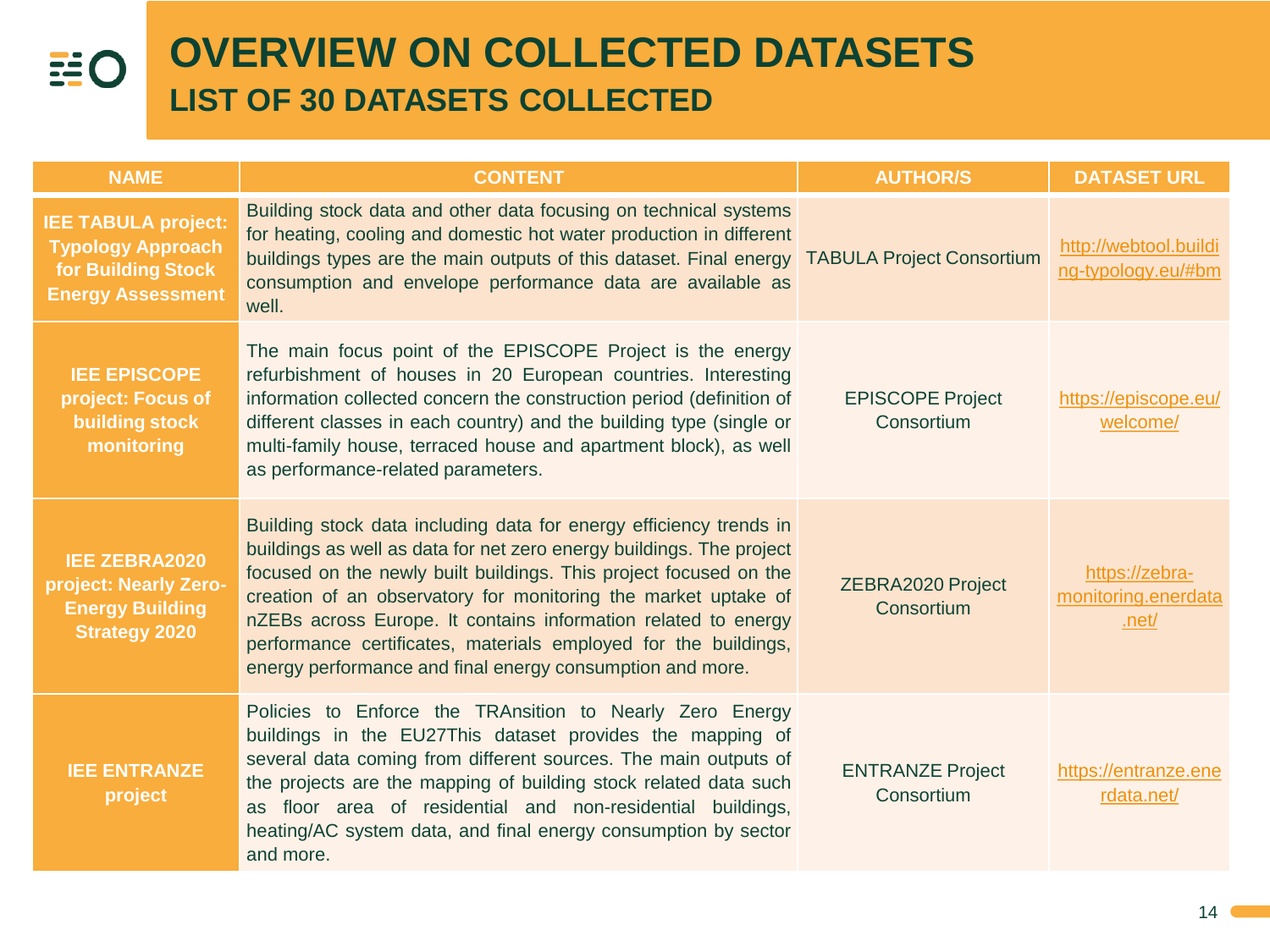# OVERVIEW ON COLLECTED DATASETS

## LIST OF 30 DATASETS COLLECTED

| NAME | CONTENT | AUTHOR/S | DATASET URL |
|---|---|---|---|
| **IEE TABULA project: Typology Approach for Building Stock Energy Assessment** | Building stock data and other data focusing on technical systems for heating, cooling and domestic hot water production in different buildings types are the main outputs of this dataset. Final energy consumption and envelope performance data are available as well. | TABULA Project Consortium | http://webtool.building-typology.eu/#bm |
| **IEE EPISCOPE project: Focus of building stock monitoring** | The main focus point of the EPISCOPE Project is the energy refurbishment of houses in 20 European countries. Interesting information collected concern the construction period (definition of different classes in each country) and the building type (single or multi-family house, terraced house and apartment block), as well as performance-related parameters. | EPISCOPE Project Consortium | https://episcope.eu/welcome/ |
| **IEE ZEBRA2020 project: Nearly Zero-Energy Building Strategy 2020** | Building stock data including data for energy efficiency trends in buildings as well as data for net zero energy buildings. The project focused on the newly built buildings. This project focused on the creation of an observatory for monitoring the market uptake of nZEBs across Europe. It contains information related to energy performance certificates, materials employed for the buildings, energy performance and final energy consumption and more. | ZEBRA2020 Project Consortium | https://zebra-monitoring.enerdata.net/ |
| **IEE ENTRANZE project** | Policies to Enforce the TRAnsition to Nearly Zero Energy buildings in the EU27This dataset provides the mapping of several data coming from different sources. The main outputs of the projects are the mapping of building stock related data such as floor area of residential and non-residential buildings, heating/AC system data, and final energy consumption by sector and more. | ENTRANZE Project Consortium | https://entranze.enerdata.net/ |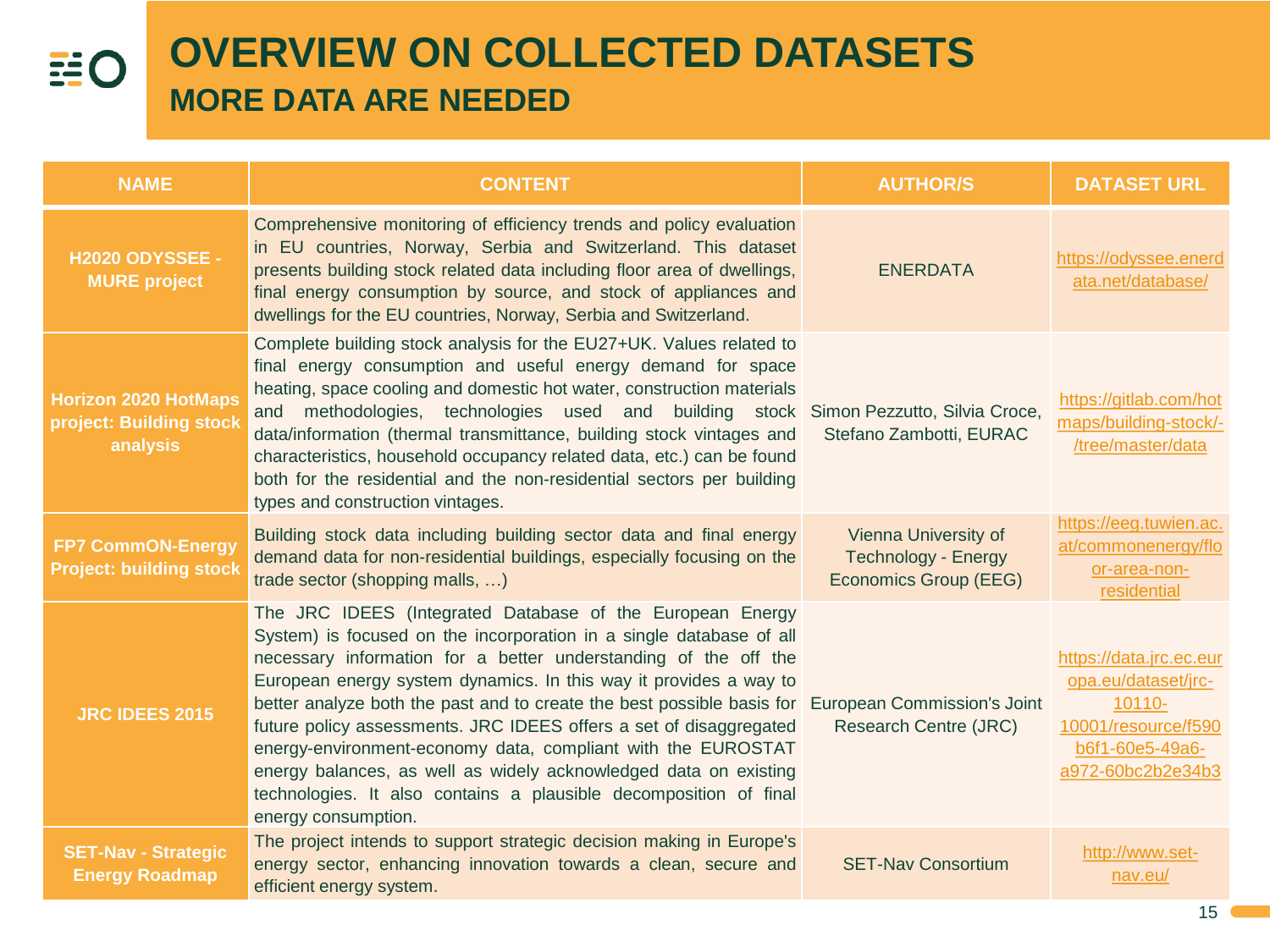# OVERVIEW ON COLLECTED DATASETS

## MORE DATA ARE NEEDED

| NAME | CONTENT | AUTHOR/S | DATASET URL |
|---|---|---|---|
| **H2020 ODYSSEE - MURE project** | Comprehensive monitoring of efficiency trends and policy evaluation in EU countries, Norway, Serbia and Switzerland. This dataset presents building stock related data including floor area of dwellings, final energy consumption by source, and stock of appliances and dwellings for the EU countries, Norway, Serbia and Switzerland. | ENERDATA | https://odyssee.enerdata.net/database/ |
| **Horizon 2020 HotMaps project: Building stock analysis** | Complete building stock analysis for the EU27+UK. Values related to final energy consumption and useful energy demand for space heating, space cooling and domestic hot water, construction materials and methodologies, technologies used and building stock data/information (thermal transmittance, building stock vintages and characteristics, household occupancy related data, etc.) can be found both for the residential and the non-residential sectors per building types and construction vintages. | Simon Pezzutto, Silvia Croce, Stefano Zambotti, EURAC | https://gitlab.com/hotmaps/building-stock/-/tree/master/data |
| **FP7 CommON-Energy Project: building stock** | Building stock data including building sector data and final energy demand data for non-residential buildings, especially focusing on the trade sector (shopping malls, …) | Vienna University of Technology - Energy Economics Group (EEG) | https://eeg.tuwien.ac.at/commonenergy/floor-area-non-residential |
| **JRC IDEES 2015** | The JRC IDEES (Integrated Database of the European Energy System) is focused on the incorporation in a single database of all necessary information for a better understanding of the off the European energy system dynamics. In this way it provides a way to better analyze both the past and to create the best possible basis for future policy assessments. JRC IDEES offers a set of disaggregated energy-environment-economy data, compliant with the EUROSTAT energy balances, as well as widely acknowledged data on existing technologies. It also contains a plausible decomposition of final energy consumption. | European Commission's Joint Research Centre (JRC) | https://data.jrc.ec.europa.eu/dataset/jrc-10110-10001/resource/f590b6f1-60e5-49a6-a972-60bc2b2e34b3 |
| **SET-Nav - Strategic Energy Roadmap** | The project intends to support strategic decision making in Europe's energy sector, enhancing innovation towards a clean, secure and efficient energy system. | SET-Nav Consortium | http://www.set-nav.eu/ |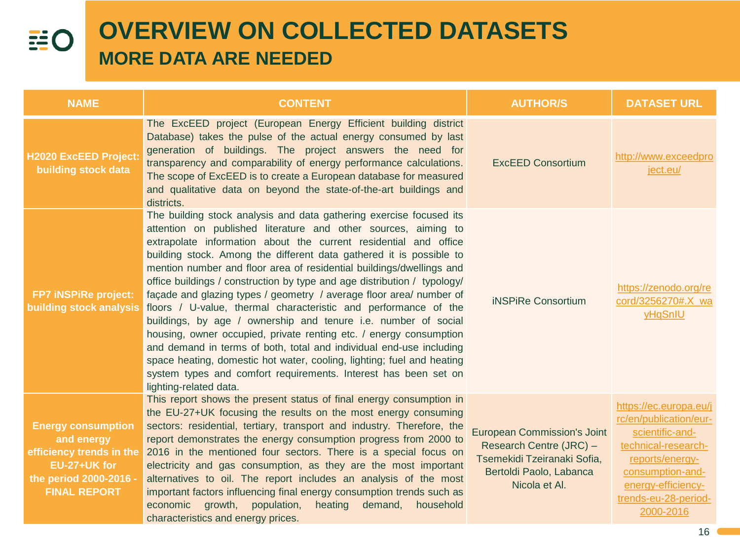# OVERVIEW ON COLLECTED DATASETS

## MORE DATA ARE NEEDED

| NAME | CONTENT | AUTHOR/S | DATASET URL |
|---|---|---|---|
| **H2020 ExcEED Project: building stock data** | The ExcEED project (European Energy Efficient building district Database) takes the pulse of the actual energy consumed by last generation of buildings. The project answers the need for transparency and comparability of energy performance calculations. The scope of ExcEED is to create a European database for measured and qualitative data on beyond the state-of-the-art buildings and districts. | ExcEED Consortium | http://www.exceedproject.eu/ |
| **FP7 iNSPiRe project: building stock analysis** | The building stock analysis and data gathering exercise focused its attention on published literature and other sources, aiming to extrapolate information about the current residential and office building stock. Among the different data gathered it is possible to mention number and floor area of residential buildings/dwellings and office buildings / construction by type and age distribution / typology/ façade and glazing types / geometry / average floor area/ number of floors / U-value, thermal characteristic and performance of the buildings, by age / ownership and tenure i.e. number of social housing, owner occupied, private renting etc. / energy consumption and demand in terms of both, total and individual end-use including space heating, domestic hot water, cooling, lighting; fuel and heating system types and comfort requirements. Interest has been set on lighting-related data. | iNSPiRe Consortium | https://zenodo.org/record/3256270#.X_wayHqSnIU |
| **Energy consumption and energy efficiency trends in the EU-27+UK for the period 2000-2016 - FINAL REPORT** | This report shows the present status of final energy consumption in the EU-27+UK focusing the results on the most energy consuming sectors: residential, tertiary, transport and industry. Therefore, the report demonstrates the energy consumption progress from 2000 to 2016 in the mentioned four sectors. There is a special focus on electricity and gas consumption, as they are the most important alternatives to oil. The report includes an analysis of the most important factors influencing final energy consumption trends such as economic growth, population, heating demand, household characteristics and energy prices. | European Commission's Joint Research Centre (JRC) – Tsemekidi Tzeiranaki Sofia, Bertoldi Paolo, Labanca Nicola et Al. | https://ec.europa.eu/jrc/en/publication/eur-scientific-and-technical-research-reports/energy-consumption-and-energy-efficiency-trends-eu-28-period-2000-2016 |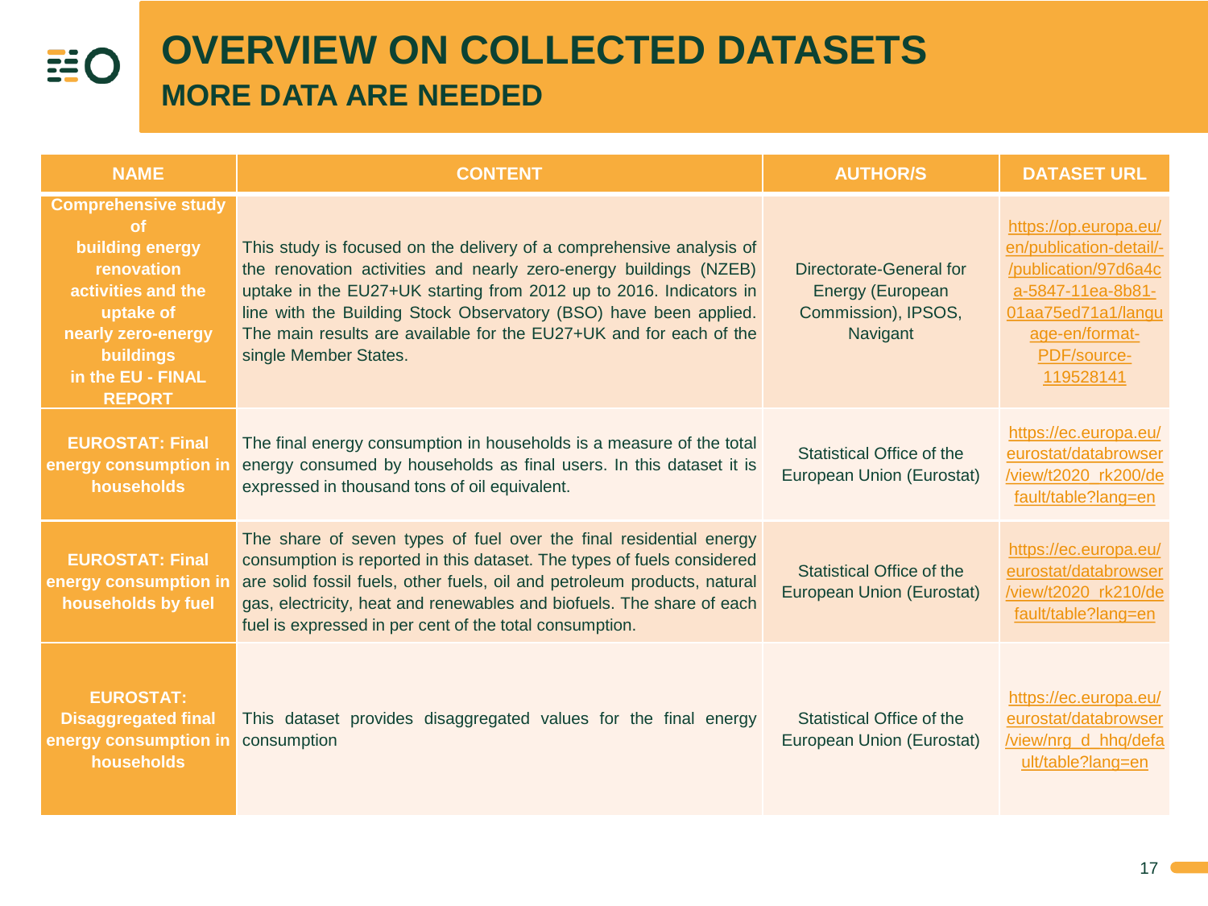# OVERVIEW ON COLLECTED DATASETS

## MORE DATA ARE NEEDED

| NAME | CONTENT | AUTHOR/S | DATASET URL |
| --- | --- | --- | --- |
| **Comprehensive study of building energy renovation activities and the uptake of nearly zero-energy buildings in the EU - FINAL REPORT** | This study is focused on the delivery of a comprehensive analysis of the renovation activities and nearly zero-energy buildings (NZEB) uptake in the EU27+UK starting from 2012 up to 2016. Indicators in line with the Building Stock Observatory (BSO) have been applied. The main results are available for the EU27+UK and for each of the single Member States. | Directorate-General for Energy (European Commission), IPSOS, Navigant | https://op.europa.eu/en/publication-detail/-/publication/97d6a4ca-5847-11ea-8b81-01aa75ed71a1/language-en/format-PDF/source-119528141 |
| **EUROSTAT: Final energy consumption in households** | The final energy consumption in households is a measure of the total energy consumed by households as final users. In this dataset it is expressed in thousand tons of oil equivalent. | Statistical Office of the European Union (Eurostat) | https://ec.europa.eu/eurostat/databrowser/view/t2020_rk200/default/table?lang=en |
| **EUROSTAT: Final energy consumption in households by fuel** | The share of seven types of fuel over the final residential energy consumption is reported in this dataset. The types of fuels considered are solid fossil fuels, other fuels, oil and petroleum products, natural gas, electricity, heat and renewables and biofuels. The share of each fuel is expressed in per cent of the total consumption. | Statistical Office of the European Union (Eurostat) | https://ec.europa.eu/eurostat/databrowser/view/t2020_rk210/default/table?lang=en |
| **EUROSTAT: Disaggregated final energy consumption in households** | This dataset provides disaggregated values for the final energy consumption | Statistical Office of the European Union (Eurostat) | https://ec.europa.eu/eurostat/databrowser/view/nrg_d_hhq/default/table?lang=en |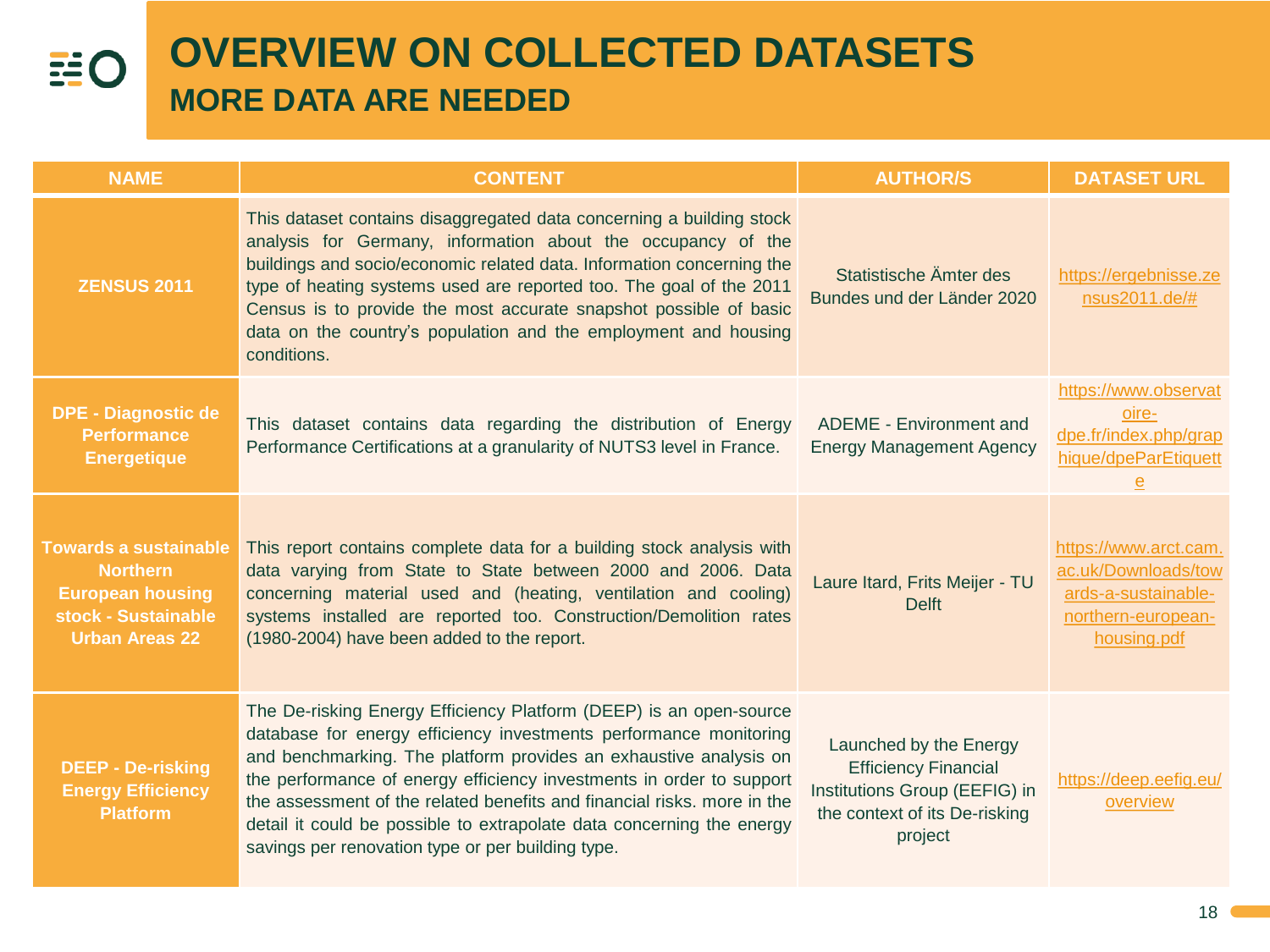# OVERVIEW ON COLLECTED DATASETS

## MORE DATA ARE NEEDED

| NAME | CONTENT | AUTHOR/S | DATASET URL |
|---|---|---|---|
| **ZENSUS 2011** | This dataset contains disaggregated data concerning a building stock analysis for Germany, information about the occupancy of the buildings and socio/economic related data. Information concerning the type of heating systems used are reported too. The goal of the 2011 Census is to provide the most accurate snapshot possible of basic data on the country's population and the employment and housing conditions. | Statistische Ämter des Bundes und der Länder 2020 | https://ergebnisse.zensus2011.de/# |
| **DPE - Diagnostic de Performance Energetique** | This dataset contains data regarding the distribution of Energy Performance Certifications at a granularity of NUTS3 level in France. | ADEME - Environment and Energy Management Agency | https://www.observatoire-dpe.fr/index.php/graphique/dpeParEtiquette |
| **Towards a sustainable Northern European housing stock - Sustainable Urban Areas 22** | This report contains complete data for a building stock analysis with data varying from State to State between 2000 and 2006. Data concerning material used and (heating, ventilation and cooling) systems installed are reported too. Construction/Demolition rates (1980-2004) have been added to the report. | Laure Itard, Frits Meijer - TU Delft | https://www.arct.cam.ac.uk/Downloads/towards-a-sustainable-northern-european-housing.pdf |
| **DEEP - De-risking Energy Efficiency Platform** | The De-risking Energy Efficiency Platform (DEEP) is an open-source database for energy efficiency investments performance monitoring and benchmarking. The platform provides an exhaustive analysis on the performance of energy efficiency investments in order to support the assessment of the related benefits and financial risks. more in the detail it could be possible to extrapolate data concerning the energy savings per renovation type or per building type. | Launched by the Energy Efficiency Financial Institutions Group (EEFIG) in the context of its De-risking project | https://deep.eefig.eu/overview |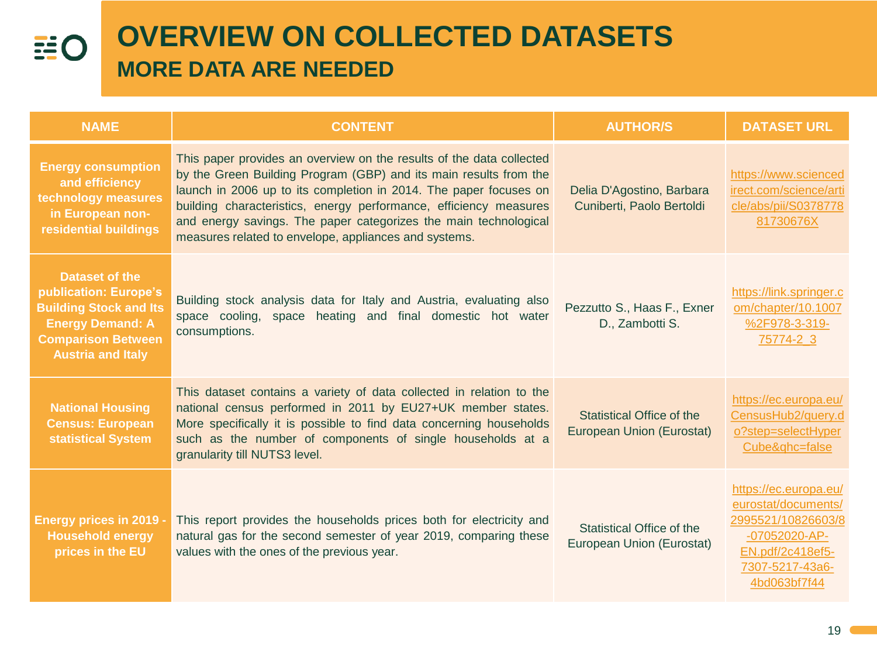# OVERVIEW ON COLLECTED DATASETS

## MORE DATA ARE NEEDED

| NAME | CONTENT | AUTHOR/S | DATASET URL |
|---|---|---|---|
| **Energy consumption and efficiency technology measures in European non-residential buildings** | This paper provides an overview on the results of the data collected by the Green Building Program (GBP) and its main results from the launch in 2006 up to its completion in 2014. The paper focuses on building characteristics, energy performance, efficiency measures and energy savings. The paper categorizes the main technological measures related to envelope, appliances and systems. | Delia D'Agostino, Barbara Cuniberti, Paolo Bertoldi | https://www.sciencedirect.com/science/article/abs/pii/S037877881730676X |
| **Dataset of the publication: Europe's Building Stock and Its Energy Demand: A Comparison Between Austria and Italy** | Building stock analysis data for Italy and Austria, evaluating also space cooling, space heating and final domestic hot water consumptions. | Pezzutto S., Haas F., Exner D., Zambotti S. | https://link.springer.com/chapter/10.1007%2F978-3-319-75774-2_3 |
| **National Housing Census: European statistical System** | This dataset contains a variety of data collected in relation to the national census performed in 2011 by EU27+UK member states. More specifically it is possible to find data concerning households such as the number of components of single households at a granularity till NUTS3 level. | Statistical Office of the European Union (Eurostat) | https://ec.europa.eu/CensusHub2/query.do?step=selectHyperCube&qhc=false |
| **Energy prices in 2019 - Household energy prices in the EU** | This report provides the households prices both for electricity and natural gas for the second semester of year 2019, comparing these values with the ones of the previous year. | Statistical Office of the European Union (Eurostat) | https://ec.europa.eu/eurostat/documents/2995521/10826603/8-07052020-AP-EN.pdf/2c418ef5-7307-5217-43a6-4bd063bf7f44 |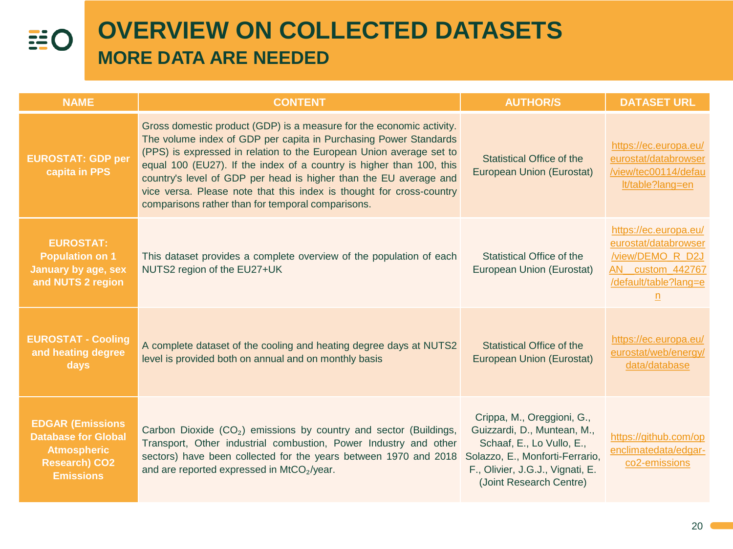# OVERVIEW ON COLLECTED DATASETS

## MORE DATA ARE NEEDED

| NAME | CONTENT | AUTHOR/S | DATASET URL |
|---|---|---|---|
| **EUROSTAT: GDP per capita in PPS** | Gross domestic product (GDP) is a measure for the economic activity. The volume index of GDP per capita in Purchasing Power Standards (PPS) is expressed in relation to the European Union average set to equal 100 (EU27). If the index of a country is higher than 100, this country's level of GDP per head is higher than the EU average and vice versa. Please note that this index is thought for cross-country comparisons rather than for temporal comparisons. | Statistical Office of the European Union (Eurostat) | https://ec.europa.eu/eurostat/databrowser/view/tec00114/default/table?lang=en |
| **EUROSTAT: Population on 1 January by age, sex and NUTS 2 region** | This dataset provides a complete overview of the population of each NUTS2 region of the EU27+UK | Statistical Office of the European Union (Eurostat) | https://ec.europa.eu/eurostat/databrowser/view/DEMO_R_D2JAN__custom_442767/default/table?lang=en |
| **EUROSTAT - Cooling and heating degree days** | A complete dataset of the cooling and heating degree days at NUTS2 level is provided both on annual and on monthly basis | Statistical Office of the European Union (Eurostat) | https://ec.europa.eu/eurostat/web/energy/data/database |
| **EDGAR (Emissions Database for Global Atmospheric Research) CO2 Emissions** | Carbon Dioxide ($CO_2$) emissions by country and sector (Buildings, Transport, Other industrial combustion, Power Industry and other sectors) have been collected for the years between 1970 and 2018 and are reported expressed in $MtCO_2$/year. | Crippa, M., Oreggioni, G., Guizzardi, D., Muntean, M., Schaaf, E., Lo Vullo, E., Solazzo, E., Monforti-Ferrario, F., Olivier, J.G.J., Vignati, E. (Joint Research Centre) | https://github.com/openclimatedata/edgar-co2-emissions |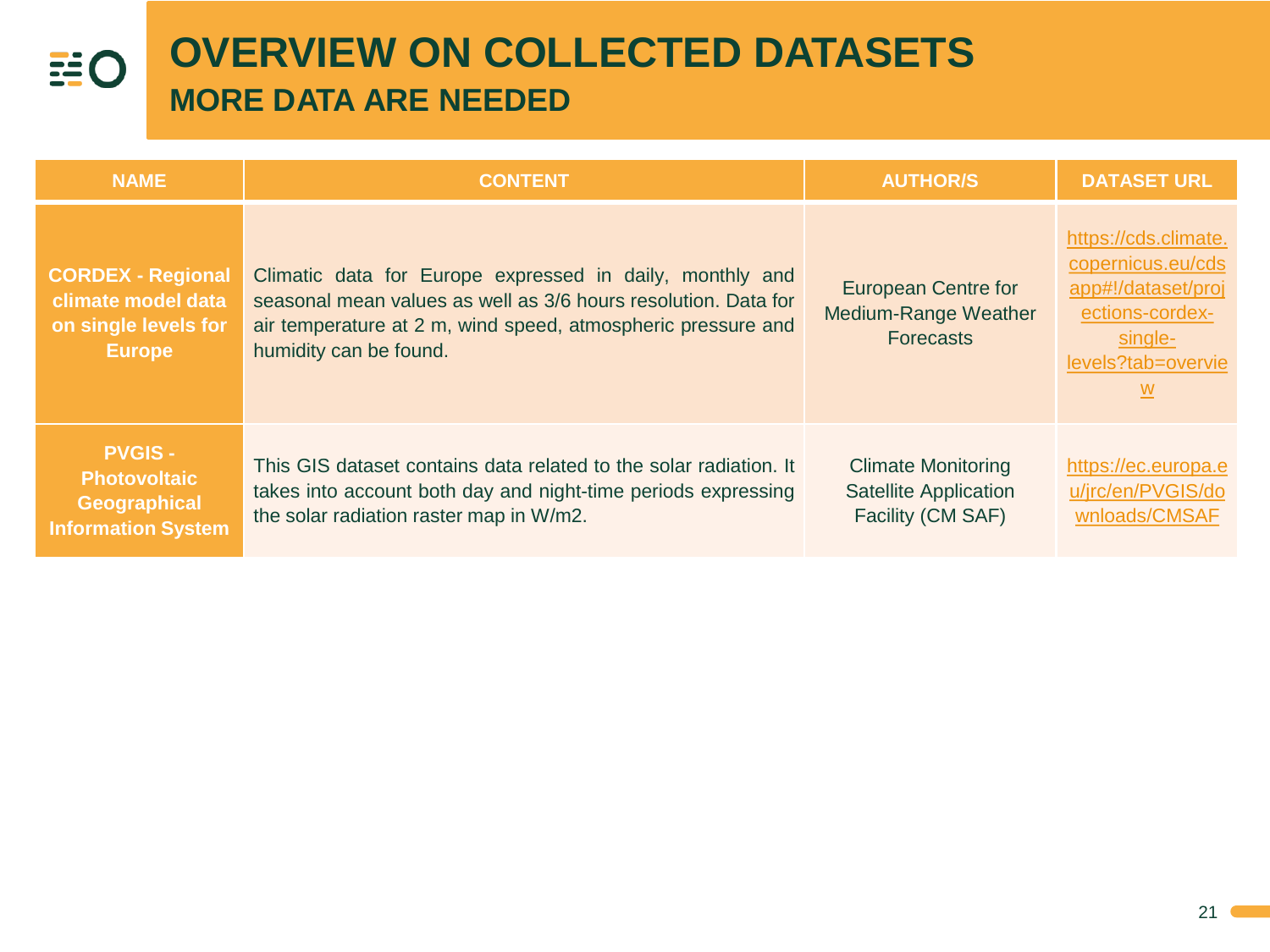# OVERVIEW ON COLLECTED DATASETS

## MORE DATA ARE NEEDED

| NAME | CONTENT | AUTHOR/S | DATASET URL |
|---|---|---|---|
| **CORDEX - Regional climate model data on single levels for Europe** | Climatic data for Europe expressed in daily, monthly and seasonal mean values as well as 3/6 hours resolution. Data for air temperature at 2 m, wind speed, atmospheric pressure and humidity can be found. | European Centre for Medium-Range Weather Forecasts | https://cds.climate.copernicus.eu/cdsapp#!/dataset/projections-cordex-single-levels?tab=overview |
| **PVGIS - Photovoltaic Geographical Information System** | This GIS dataset contains data related to the solar radiation. It takes into account both day and night-time periods expressing the solar radiation raster map in W/m2. | Climate Monitoring Satellite Application Facility (CM SAF) | https://ec.europa.eu/jrc/en/PVGIS/downloads/CMSAF |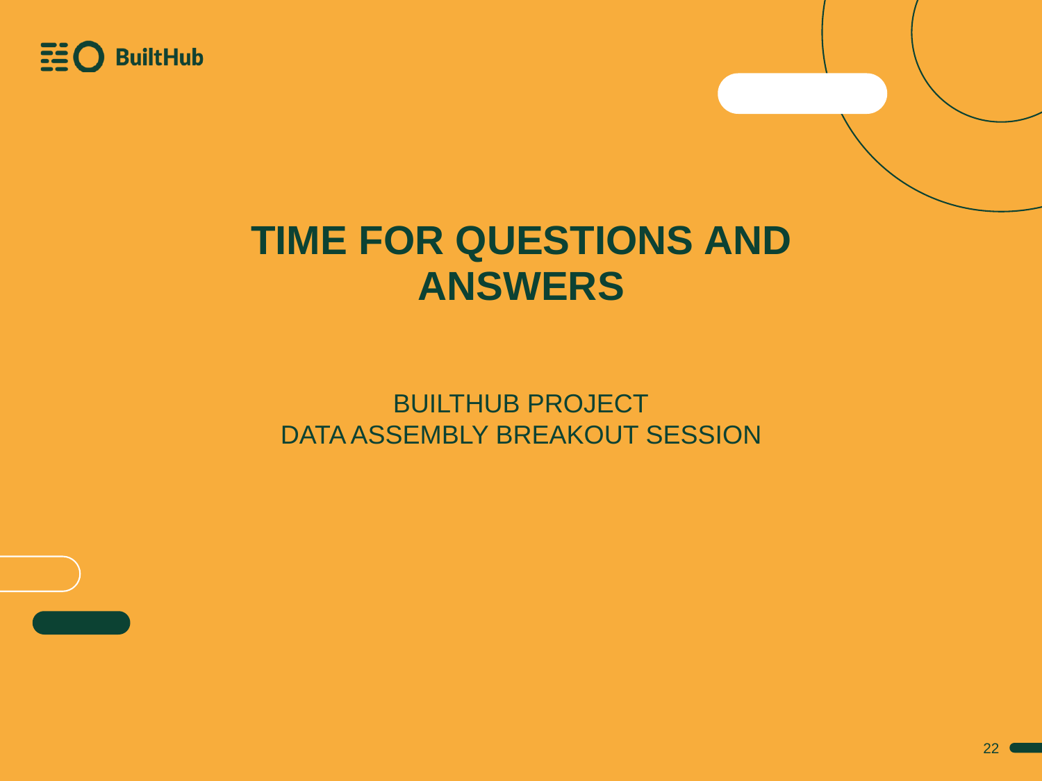BuiltHub

# TIME FOR QUESTIONS AND ANSWERS

BUILTHUB PROJECT
DATA ASSEMBLY BREAKOUT SESSION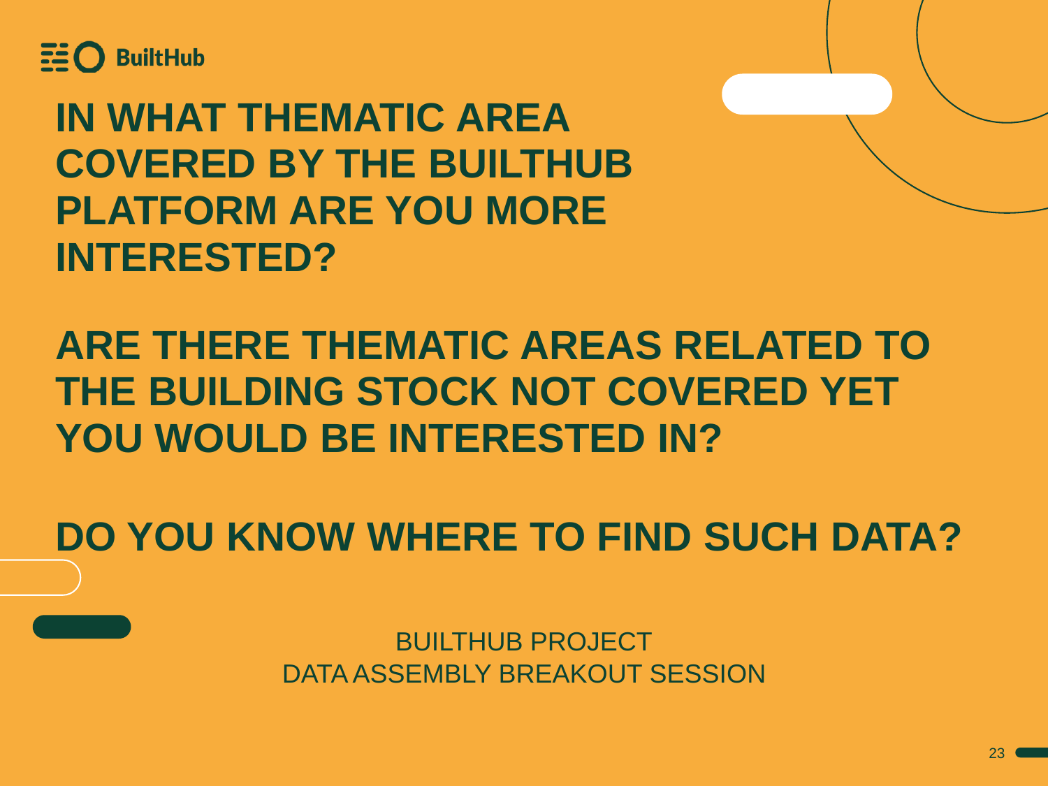BuiltHub

## IN WHAT THEMATIC AREA COVERED BY THE BUILTHUB PLATFORM ARE YOU MORE INTERESTED?

## ARE THERE THEMATIC AREAS RELATED TO THE BUILDING STOCK NOT COVERED YET YOU WOULD BE INTERESTED IN?

## DO YOU KNOW WHERE TO FIND SUCH DATA?

BUILTHUB PROJECT
DATA ASSEMBLY BREAKOUT SESSION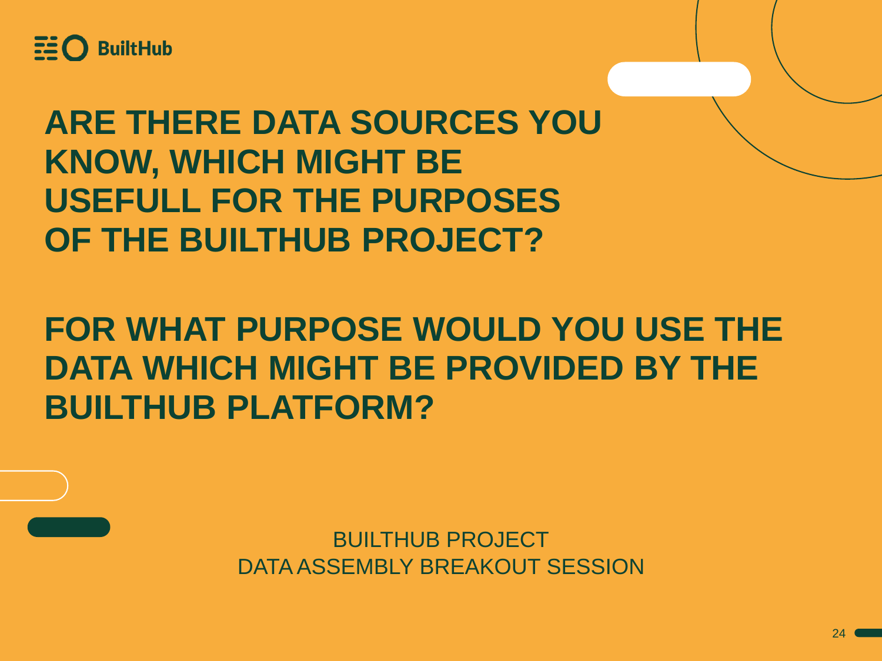# ARE THERE DATA SOURCES YOU KNOW, WHICH MIGHT BE USEFULL FOR THE PURPOSES OF THE BUILTHUB PROJECT?

# FOR WHAT PURPOSE WOULD YOU USE THE DATA WHICH MIGHT BE PROVIDED BY THE BUILTHUB PLATFORM?

BUILTHUB PROJECT
DATA ASSEMBLY BREAKOUT SESSION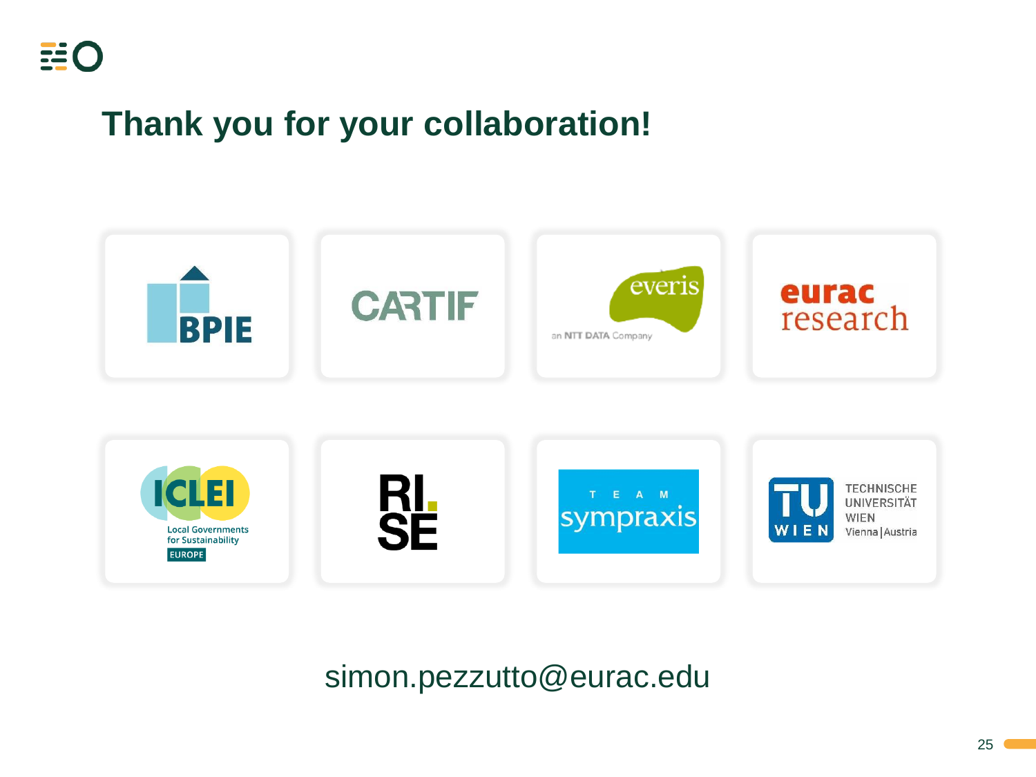# Thank you for your collaboration!

simon.pezzutto@eurac.edu